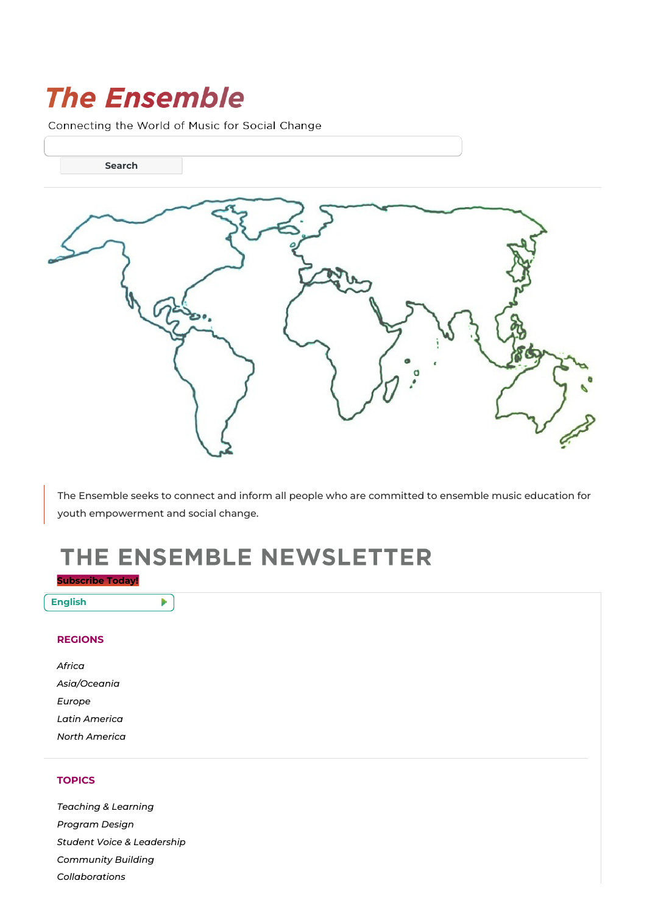# *The Ensemble*

Connecting the World of Music for Social Change

Search

> The Ensemble seeks to connect and inform all people who are committed to ensemble music education for youth empowerment and social change.

## THE ENSEMBLE NEWSLETTER

**Subscribe Today!**

English

### REGIONS

*Africa*
*Asia/Oceania*
*Europe*
*Latin America*
*North America*

### TOPICS

*Teaching & Learning*
*Program Design*
*Student Voice & Leadership*
*Community Building*
*Collaborations*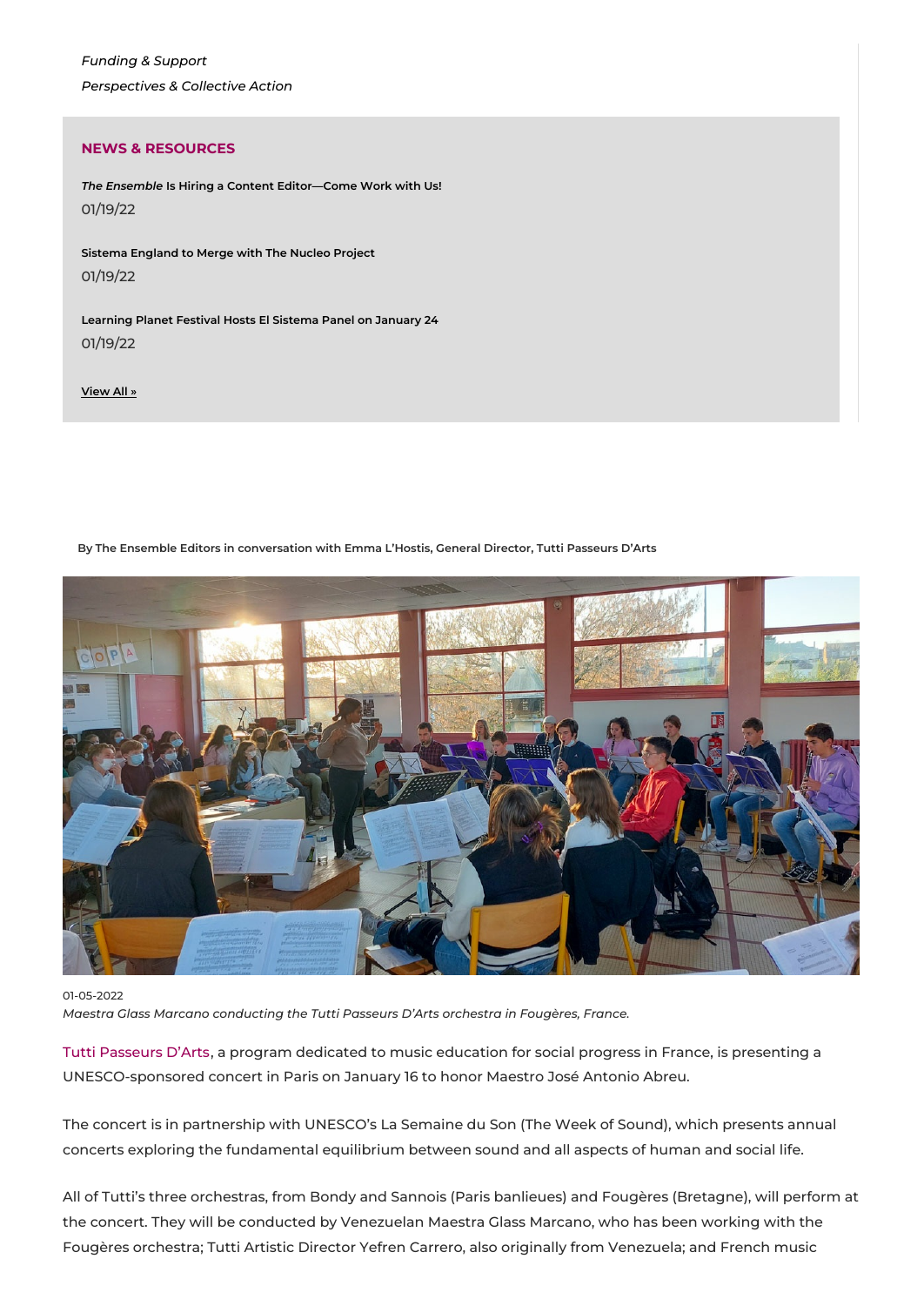*Funding & Support*

*Perspectives & Collective Action*

## NEWS & RESOURCES

***The Ensemble* Is Hiring a Content Editor—Come Work with Us!**
01/19/22

**Sistema England to Merge with The Nucleo Project**
01/19/22

**Learning Planet Festival Hosts El Sistema Panel on January 24**
01/19/22

**View All »**

**By The Ensemble Editors in conversation with Emma L'Hostis, General Director, Tutti Passeurs D'Arts**

01-05-2022

*Maestra Glass Marcano conducting the Tutti Passeurs D'Arts orchestra in Fougères, France.*

Tutti Passeurs D'Arts, a program dedicated to music education for social progress in France, is presenting a UNESCO-sponsored concert in Paris on January 16 to honor Maestro José Antonio Abreu.

The concert is in partnership with UNESCO's La Semaine du Son (The Week of Sound), which presents annual concerts exploring the fundamental equilibrium between sound and all aspects of human and social life.

All of Tutti's three orchestras, from Bondy and Sannois (Paris banlieues) and Fougères (Bretagne), will perform at the concert. They will be conducted by Venezuelan Maestra Glass Marcano, who has been working with the Fougères orchestra; Tutti Artistic Director Yefren Carrero, also originally from Venezuela; and French music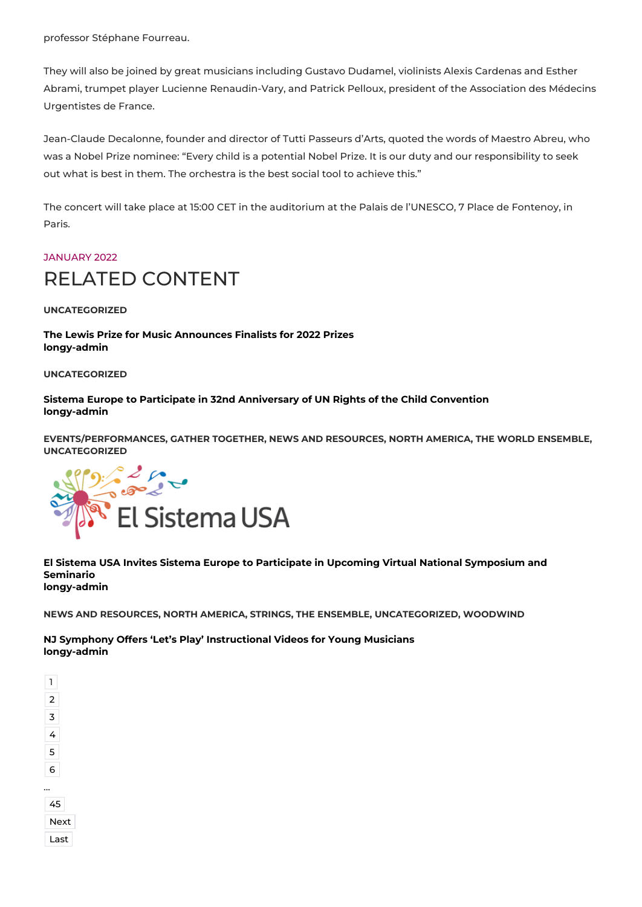professor Stéphane Fourreau.

They will also be joined by great musicians including Gustavo Dudamel, violinists Alexis Cardenas and Esther Abrami, trumpet player Lucienne Renaudin-Vary, and Patrick Pelloux, president of the Association des Médecins Urgentistes de France.

Jean-Claude Decalonne, founder and director of Tutti Passeurs d'Arts, quoted the words of Maestro Abreu, who was a Nobel Prize nominee: "Every child is a potential Nobel Prize. It is our duty and our responsibility to seek out what is best in them. The orchestra is the best social tool to achieve this."

The concert will take place at 15:00 CET in the auditorium at the Palais de l'UNESCO, 7 Place de Fontenoy, in Paris.

JANUARY 2022

# RELATED CONTENT

**UNCATEGORIZED**

**The Lewis Prize for Music Announces Finalists for 2022 Prizes**
**longy-admin**

**UNCATEGORIZED**

**Sistema Europe to Participate in 32nd Anniversary of UN Rights of the Child Convention**
**longy-admin**

**EVENTS/PERFORMANCES, GATHER TOGETHER, NEWS AND RESOURCES, NORTH AMERICA, THE WORLD ENSEMBLE, UNCATEGORIZED**

El Sistema USA

**El Sistema USA Invites Sistema Europe to Participate in Upcoming Virtual National Symposium and Seminario**
**longy-admin**

**NEWS AND RESOURCES, NORTH AMERICA, STRINGS, THE ENSEMBLE, UNCATEGORIZED, WOODWIND**

**NJ Symphony Offers 'Let's Play' Instructional Videos for Young Musicians**
**longy-admin**

1
2
3
4
5
6
...
45
Next
Last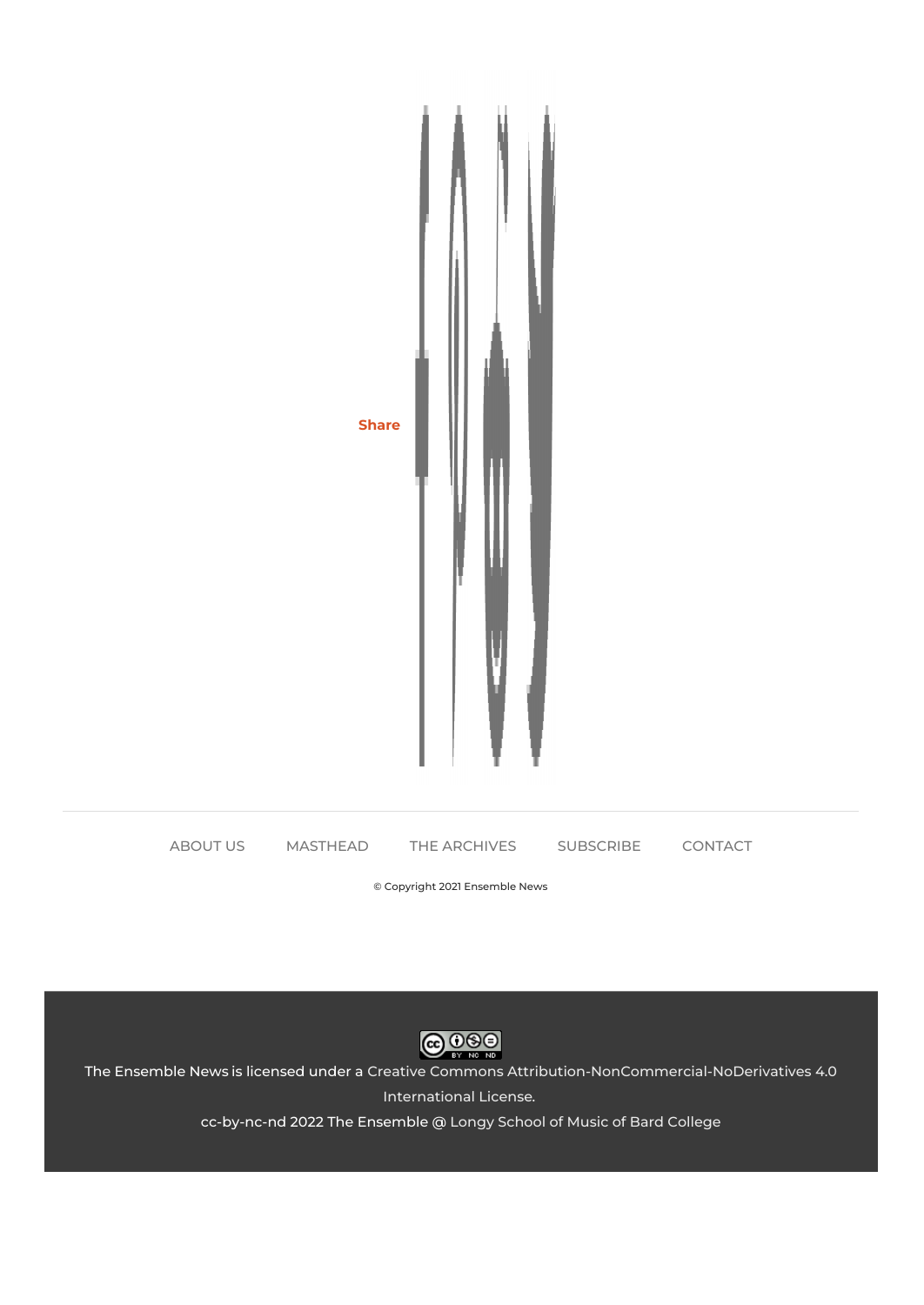Share

ABOUT US MASTHEAD THE ARCHIVES SUBSCRIBE CONTACT

© Copyright 2021 Ensemble News

The Ensemble News is licensed under a Creative Commons Attribution-NonCommercial-NoDerivatives 4.0 International License.

cc-by-nc-nd 2022 The Ensemble @ Longy School of Music of Bard College